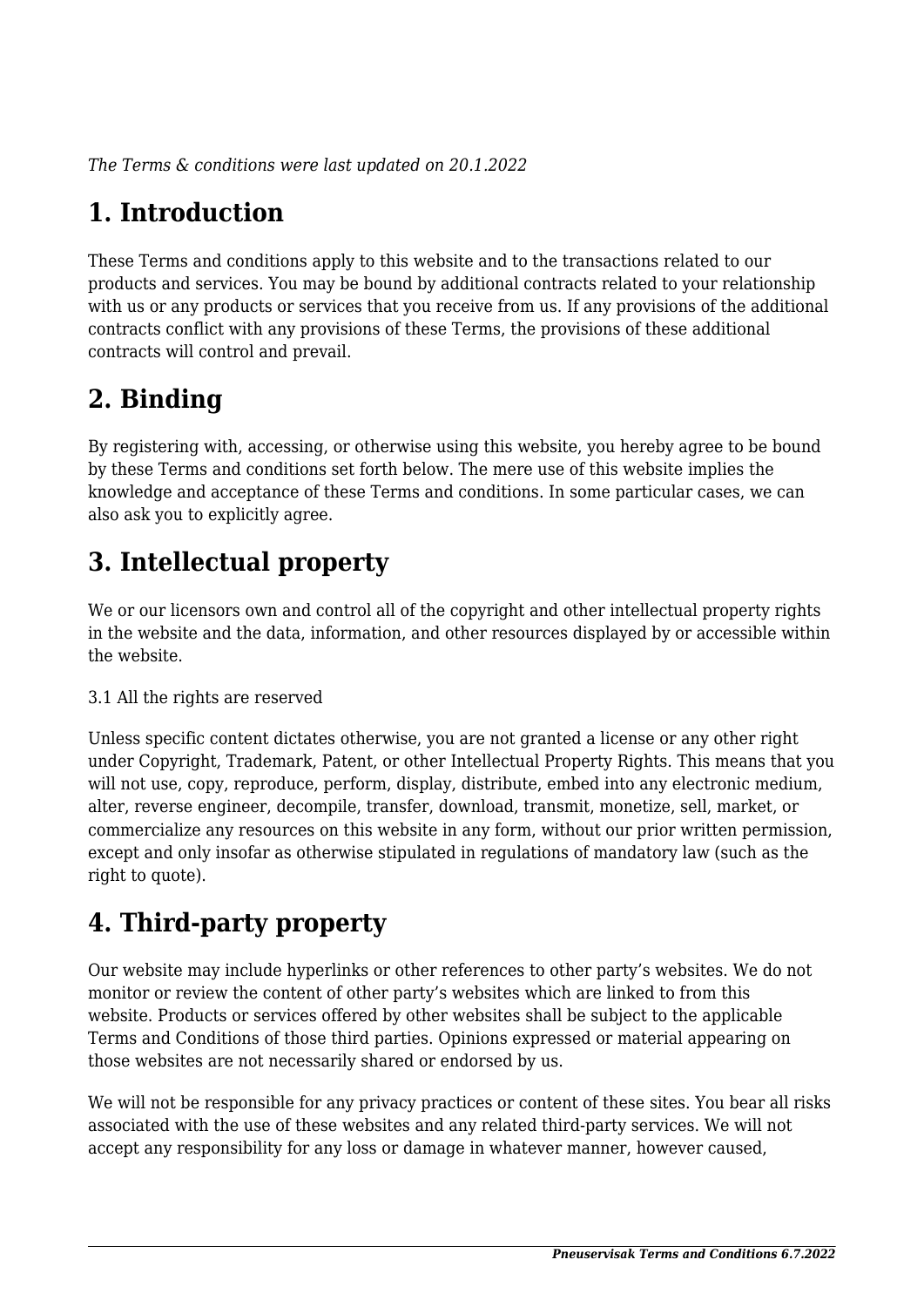*The Terms & conditions were last updated on 20.1.2022*

# 1. Introduction

These Terms and conditions apply to this website and to the transactions related to our products and services. You may be bound by additional contracts related to your relationship with us or any products or services that you receive from us. If any provisions of the additional contracts conflict with any provisions of these Terms, the provisions of these additional contracts will control and prevail.

# 2. Binding

By registering with, accessing, or otherwise using this website, you hereby agree to be bound by these Terms and conditions set forth below. The mere use of this website implies the knowledge and acceptance of these Terms and conditions. In some particular cases, we can also ask you to explicitly agree.

# 3. Intellectual property

We or our licensors own and control all of the copyright and other intellectual property rights in the website and the data, information, and other resources displayed by or accessible within the website.

3.1 All the rights are reserved

Unless specific content dictates otherwise, you are not granted a license or any other right under Copyright, Trademark, Patent, or other Intellectual Property Rights. This means that you will not use, copy, reproduce, perform, display, distribute, embed into any electronic medium, alter, reverse engineer, decompile, transfer, download, transmit, monetize, sell, market, or commercialize any resources on this website in any form, without our prior written permission, except and only insofar as otherwise stipulated in regulations of mandatory law (such as the right to quote).

# 4. Third-party property

Our website may include hyperlinks or other references to other party's websites. We do not monitor or review the content of other party's websites which are linked to from this website. Products or services offered by other websites shall be subject to the applicable Terms and Conditions of those third parties. Opinions expressed or material appearing on those websites are not necessarily shared or endorsed by us.

We will not be responsible for any privacy practices or content of these sites. You bear all risks associated with the use of these websites and any related third-party services. We will not accept any responsibility for any loss or damage in whatever manner, however caused,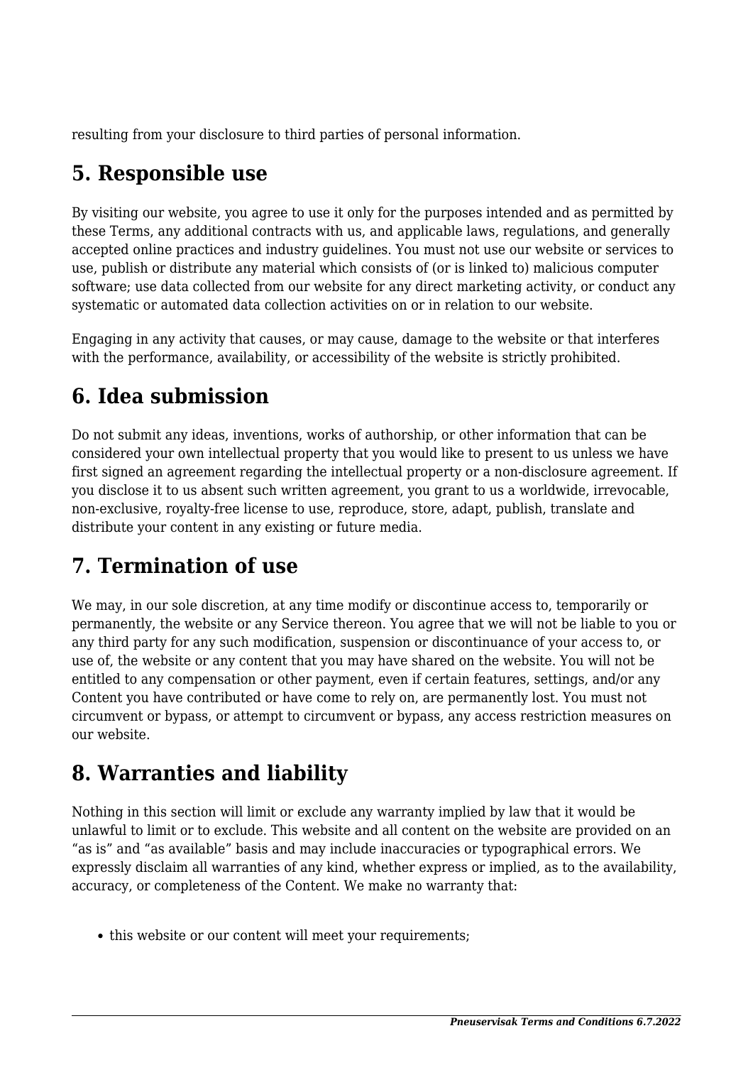resulting from your disclosure to third parties of personal information.

## 5. Responsible use

By visiting our website, you agree to use it only for the purposes intended and as permitted by these Terms, any additional contracts with us, and applicable laws, regulations, and generally accepted online practices and industry guidelines. You must not use our website or services to use, publish or distribute any material which consists of (or is linked to) malicious computer software; use data collected from our website for any direct marketing activity, or conduct any systematic or automated data collection activities on or in relation to our website.

Engaging in any activity that causes, or may cause, damage to the website or that interferes with the performance, availability, or accessibility of the website is strictly prohibited.

## 6. Idea submission

Do not submit any ideas, inventions, works of authorship, or other information that can be considered your own intellectual property that you would like to present to us unless we have first signed an agreement regarding the intellectual property or a non-disclosure agreement. If you disclose it to us absent such written agreement, you grant to us a worldwide, irrevocable, non-exclusive, royalty-free license to use, reproduce, store, adapt, publish, translate and distribute your content in any existing or future media.

## 7. Termination of use

We may, in our sole discretion, at any time modify or discontinue access to, temporarily or permanently, the website or any Service thereon. You agree that we will not be liable to you or any third party for any such modification, suspension or discontinuance of your access to, or use of, the website or any content that you may have shared on the website. You will not be entitled to any compensation or other payment, even if certain features, settings, and/or any Content you have contributed or have come to rely on, are permanently lost. You must not circumvent or bypass, or attempt to circumvent or bypass, any access restriction measures on our website.

## 8. Warranties and liability

Nothing in this section will limit or exclude any warranty implied by law that it would be unlawful to limit or to exclude. This website and all content on the website are provided on an "as is" and "as available" basis and may include inaccuracies or typographical errors. We expressly disclaim all warranties of any kind, whether express or implied, as to the availability, accuracy, or completeness of the Content. We make no warranty that:

- this website or our content will meet your requirements;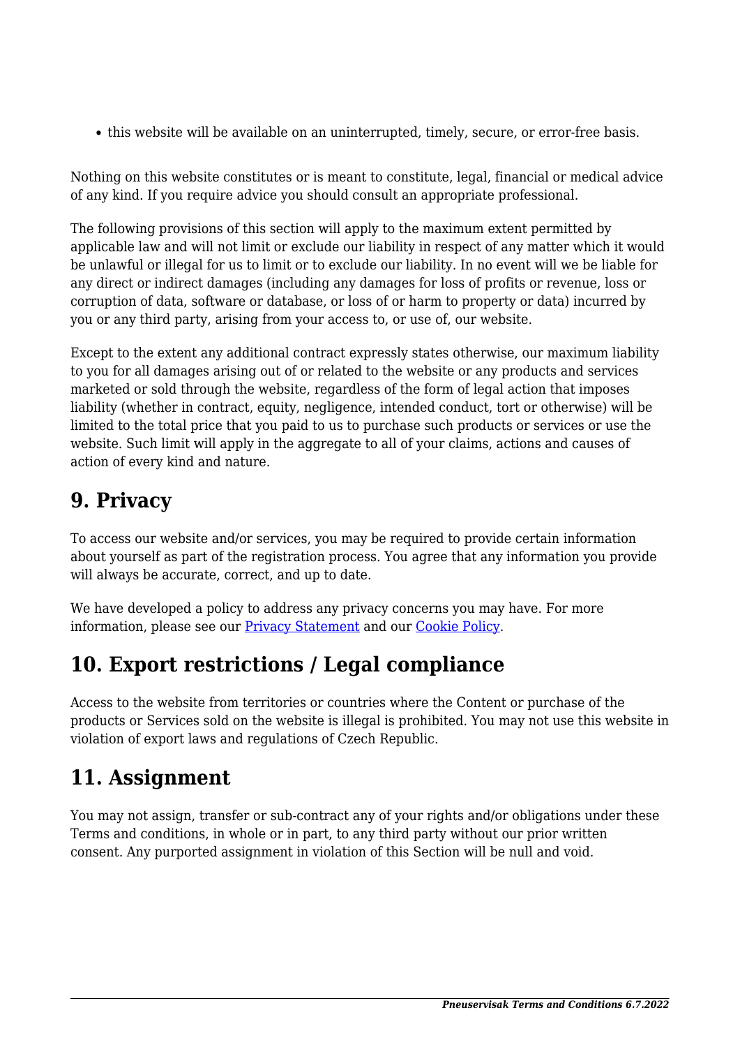- this website will be available on an uninterrupted, timely, secure, or error-free basis.

Nothing on this website constitutes or is meant to constitute, legal, financial or medical advice of any kind. If you require advice you should consult an appropriate professional.

The following provisions of this section will apply to the maximum extent permitted by applicable law and will not limit or exclude our liability in respect of any matter which it would be unlawful or illegal for us to limit or to exclude our liability. In no event will we be liable for any direct or indirect damages (including any damages for loss of profits or revenue, loss or corruption of data, software or database, or loss of or harm to property or data) incurred by you or any third party, arising from your access to, or use of, our website.

Except to the extent any additional contract expressly states otherwise, our maximum liability to you for all damages arising out of or related to the website or any products and services marketed or sold through the website, regardless of the form of legal action that imposes liability (whether in contract, equity, negligence, intended conduct, tort or otherwise) will be limited to the total price that you paid to us to purchase such products or services or use the website. Such limit will apply in the aggregate to all of your claims, actions and causes of action of every kind and nature.

## 9. Privacy

To access our website and/or services, you may be required to provide certain information about yourself as part of the registration process. You agree that any information you provide will always be accurate, correct, and up to date.

We have developed a policy to address any privacy concerns you may have. For more information, please see our Privacy Statement and our Cookie Policy.

## 10. Export restrictions / Legal compliance

Access to the website from territories or countries where the Content or purchase of the products or Services sold on the website is illegal is prohibited. You may not use this website in violation of export laws and regulations of Czech Republic.

## 11. Assignment

You may not assign, transfer or sub-contract any of your rights and/or obligations under these Terms and conditions, in whole or in part, to any third party without our prior written consent. Any purported assignment in violation of this Section will be null and void.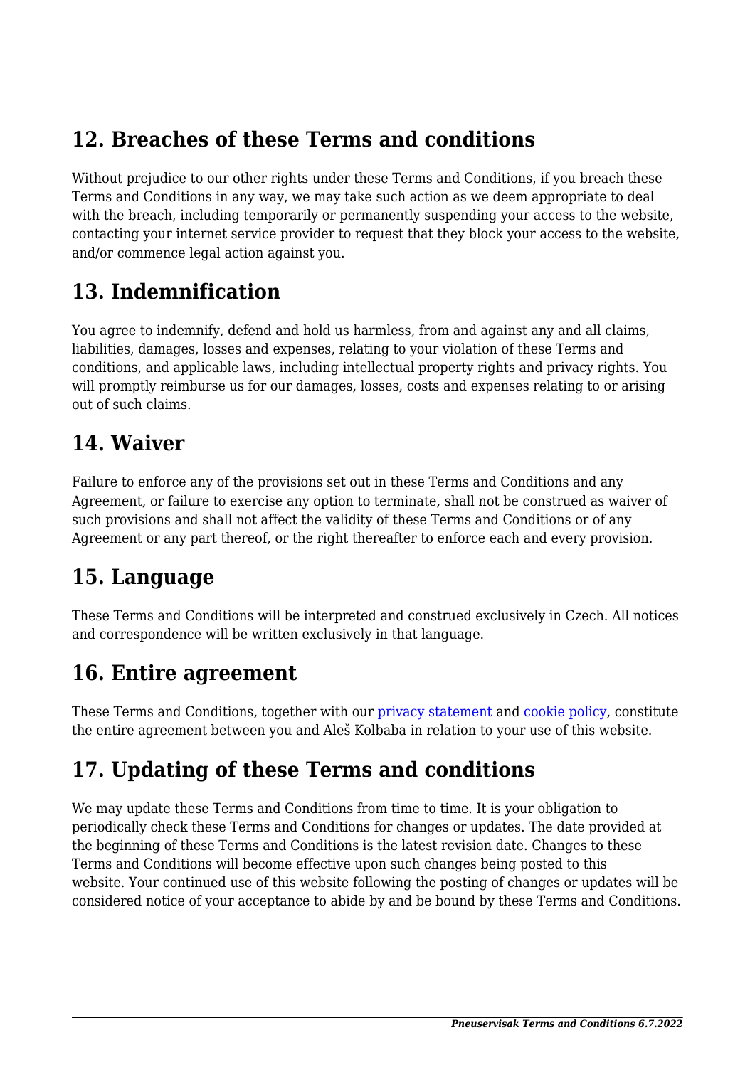## 12. Breaches of these Terms and conditions

Without prejudice to our other rights under these Terms and Conditions, if you breach these Terms and Conditions in any way, we may take such action as we deem appropriate to deal with the breach, including temporarily or permanently suspending your access to the website, contacting your internet service provider to request that they block your access to the website, and/or commence legal action against you.

## 13. Indemnification

You agree to indemnify, defend and hold us harmless, from and against any and all claims, liabilities, damages, losses and expenses, relating to your violation of these Terms and conditions, and applicable laws, including intellectual property rights and privacy rights. You will promptly reimburse us for our damages, losses, costs and expenses relating to or arising out of such claims.

## 14. Waiver

Failure to enforce any of the provisions set out in these Terms and Conditions and any Agreement, or failure to exercise any option to terminate, shall not be construed as waiver of such provisions and shall not affect the validity of these Terms and Conditions or of any Agreement or any part thereof, or the right thereafter to enforce each and every provision.

## 15. Language

These Terms and Conditions will be interpreted and construed exclusively in Czech. All notices and correspondence will be written exclusively in that language.

## 16. Entire agreement

These Terms and Conditions, together with our privacy statement and cookie policy, constitute the entire agreement between you and Aleš Kolbaba in relation to your use of this website.

## 17. Updating of these Terms and conditions

We may update these Terms and Conditions from time to time. It is your obligation to periodically check these Terms and Conditions for changes or updates. The date provided at the beginning of these Terms and Conditions is the latest revision date. Changes to these Terms and Conditions will become effective upon such changes being posted to this website. Your continued use of this website following the posting of changes or updates will be considered notice of your acceptance to abide by and be bound by these Terms and Conditions.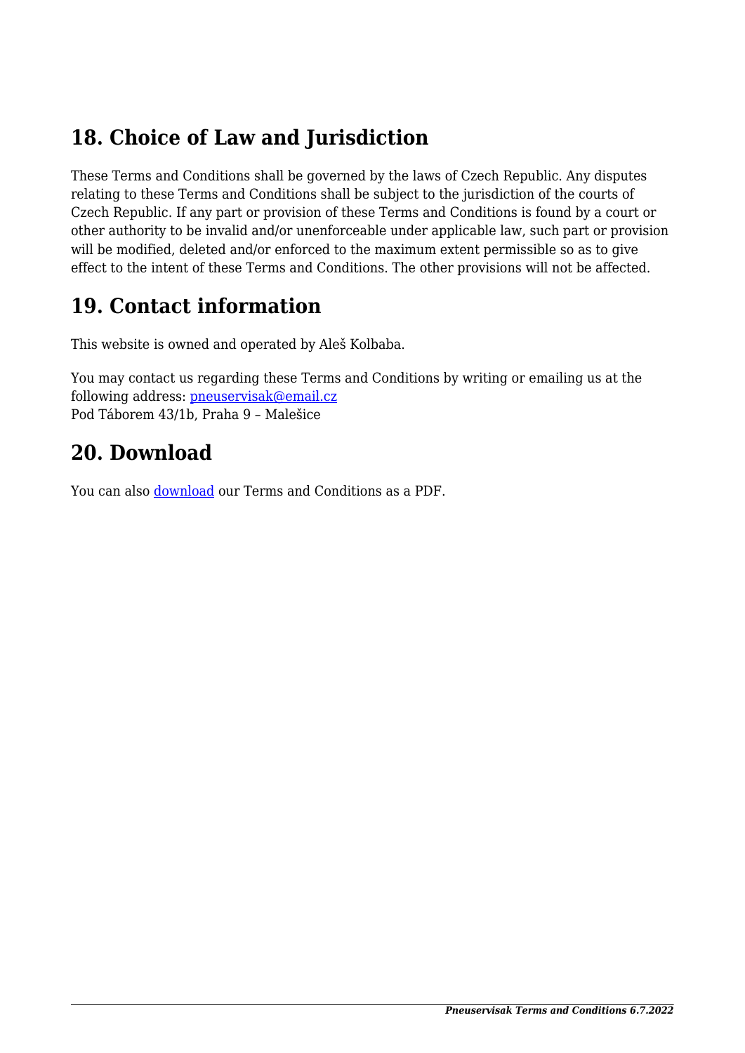## 18. Choice of Law and Jurisdiction

These Terms and Conditions shall be governed by the laws of Czech Republic. Any disputes relating to these Terms and Conditions shall be subject to the jurisdiction of the courts of Czech Republic. If any part or provision of these Terms and Conditions is found by a court or other authority to be invalid and/or unenforceable under applicable law, such part or provision will be modified, deleted and/or enforced to the maximum extent permissible so as to give effect to the intent of these Terms and Conditions. The other provisions will not be affected.

## 19. Contact information

This website is owned and operated by Aleš Kolbaba.

You may contact us regarding these Terms and Conditions by writing or emailing us at the following address: pneuservisak@email.cz
Pod Táborem 43/1b, Praha 9 – Malešice

## 20. Download

You can also download our Terms and Conditions as a PDF.